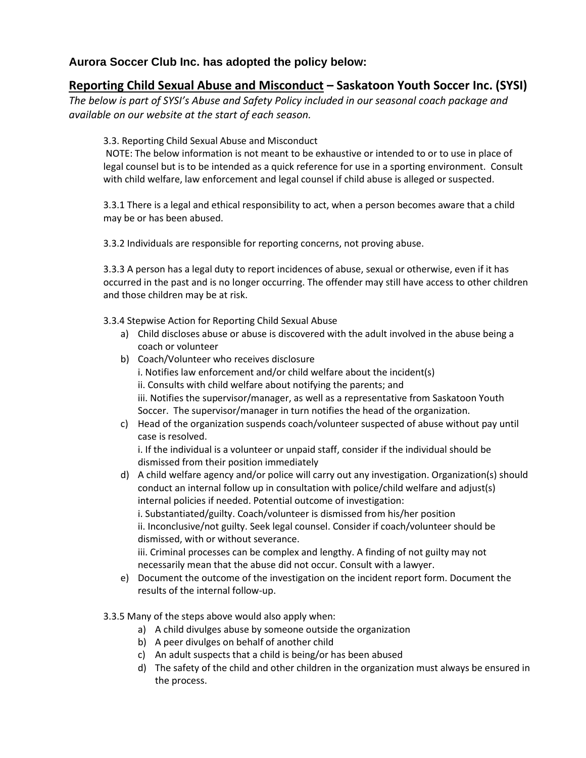**Aurora Soccer Club Inc. has adopted the policy below:**

## Reporting Child Sexual Abuse and Misconduct – Saskatoon Youth Soccer Inc. (SYSI)

*The below is part of SYSI's Abuse and Safety Policy included in our seasonal coach package and available on our website at the start of each season.*

3.3. Reporting Child Sexual Abuse and Misconduct

NOTE: The below information is not meant to be exhaustive or intended to or to use in place of legal counsel but is to be intended as a quick reference for use in a sporting environment. Consult with child welfare, law enforcement and legal counsel if child abuse is alleged or suspected.

3.3.1 There is a legal and ethical responsibility to act, when a person becomes aware that a child may be or has been abused.

3.3.2 Individuals are responsible for reporting concerns, not proving abuse.

3.3.3 A person has a legal duty to report incidences of abuse, sexual or otherwise, even if it has occurred in the past and is no longer occurring. The offender may still have access to other children and those children may be at risk.

3.3.4 Stepwise Action for Reporting Child Sexual Abuse

a) Child discloses abuse or abuse is discovered with the adult involved in the abuse being a coach or volunteer
b) Coach/Volunteer who receives disclosure
   i. Notifies law enforcement and/or child welfare about the incident(s)
   ii. Consults with child welfare about notifying the parents; and
   iii. Notifies the supervisor/manager, as well as a representative from Saskatoon Youth Soccer. The supervisor/manager in turn notifies the head of the organization.
c) Head of the organization suspends coach/volunteer suspected of abuse without pay until case is resolved.
   i. If the individual is a volunteer or unpaid staff, consider if the individual should be dismissed from their position immediately
d) A child welfare agency and/or police will carry out any investigation. Organization(s) should conduct an internal follow up in consultation with police/child welfare and adjust(s) internal policies if needed. Potential outcome of investigation:
   i. Substantiated/guilty. Coach/volunteer is dismissed from his/her position
   ii. Inconclusive/not guilty. Seek legal counsel. Consider if coach/volunteer should be dismissed, with or without severance.
   iii. Criminal processes can be complex and lengthy. A finding of not guilty may not necessarily mean that the abuse did not occur. Consult with a lawyer.
e) Document the outcome of the investigation on the incident report form. Document the results of the internal follow-up.

3.3.5 Many of the steps above would also apply when:

a) A child divulges abuse by someone outside the organization
b) A peer divulges on behalf of another child
c) An adult suspects that a child is being/or has been abused
d) The safety of the child and other children in the organization must always be ensured in the process.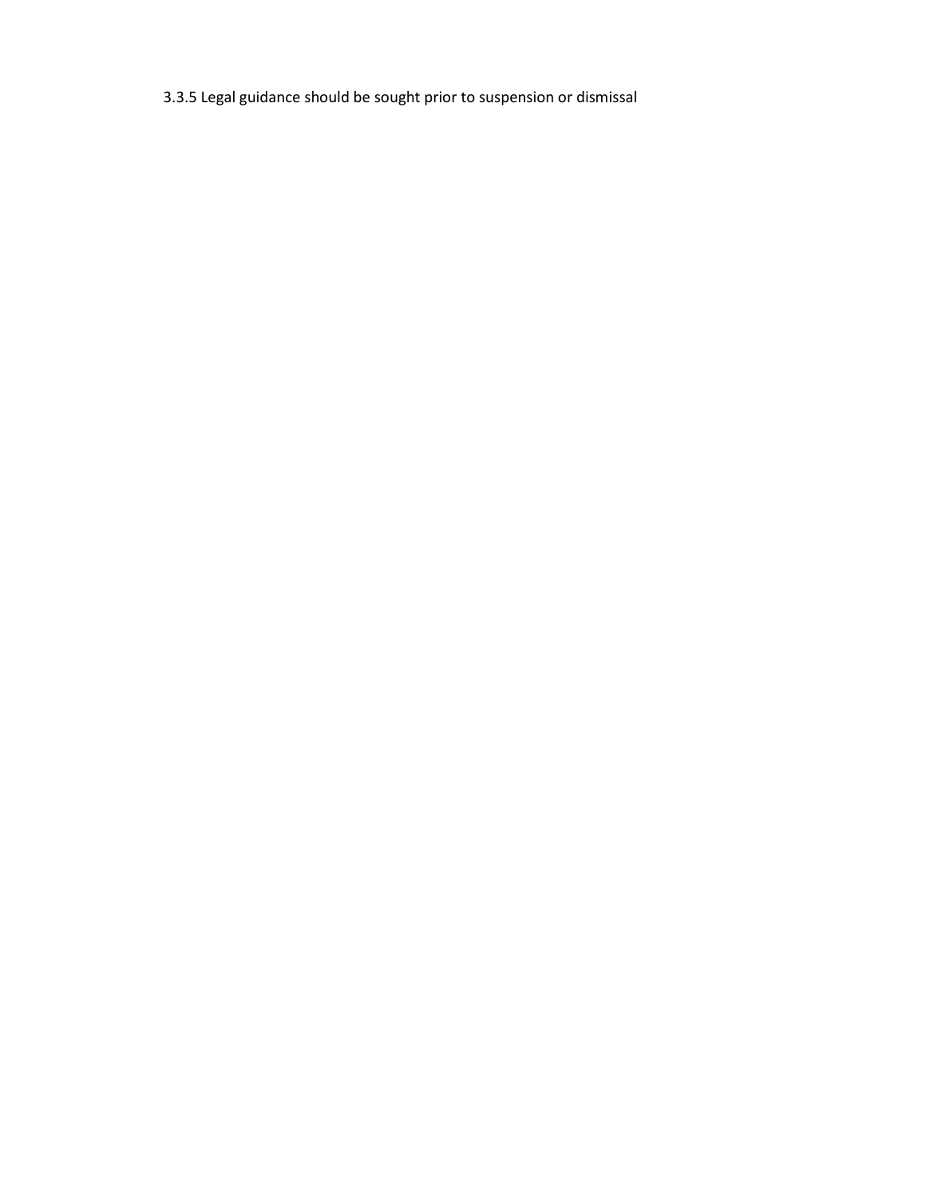3.3.5 Legal guidance should be sought prior to suspension or dismissal